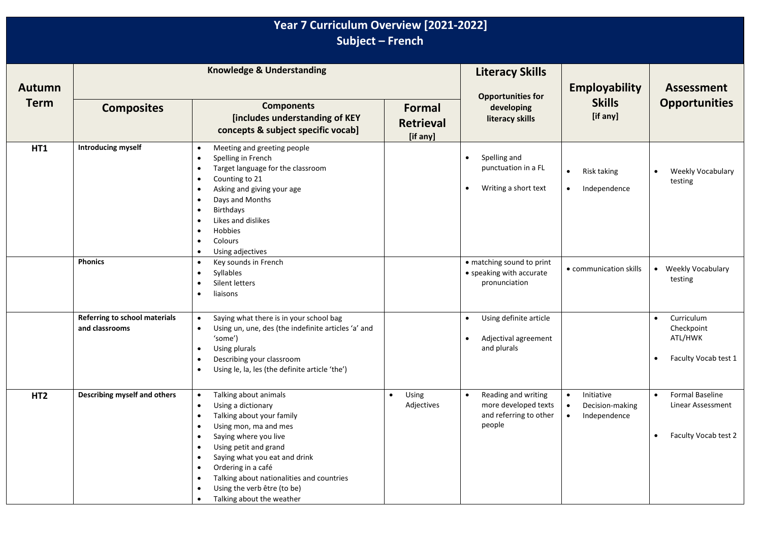# Year 7 Curriculum Overview [2021-2022]
## Subject – French

| Autumn Term | Knowledge & Understanding | | | Literacy Skills | Employability Skills [if any] | Assessment Opportunities |
|---|---|---|---|---|---|---|
| | **Composites** | **Components [includes understanding of KEY concepts & subject specific vocab]** | **Formal Retrieval [if any]** | **Opportunities for developing literacy skills** | | |
| **HT1** | **Introducing myself** | • Meeting and greeting people<br>• Spelling in French<br>• Target language for the classroom<br>• Counting to 21<br>• Asking and giving your age<br>• Days and Months<br>• Birthdays<br>• Likes and dislikes<br>• Hobbies<br>• Colours<br>• Using adjectives | | • Spelling and punctuation in a FL<br>• Writing a short text | • Risk taking<br>• Independence | • Weekly Vocabulary testing |
| | **Phonics** | • Key sounds in French<br>• Syllables<br>• Silent letters<br>• liaisons | | • matching sound to print<br>• speaking with accurate pronunciation | • communication skills | • Weekly Vocabulary testing |
| | **Referring to school materials and classrooms** | • Saying what there is in your school bag<br>• Using un, une, des (the indefinite articles 'a' and 'some')<br>• Using plurals<br>• Describing your classroom<br>• Using le, la, les (the definite article 'the') | | • Using definite article<br>• Adjectival agreement and plurals | | • Curriculum Checkpoint ATL/HWK<br>• Faculty Vocab test 1 |
| **HT2** | **Describing myself and others** | • Talking about animals<br>• Using a dictionary<br>• Talking about your family<br>• Using mon, ma and mes<br>• Saying where you live<br>• Using petit and grand<br>• Saying what you eat and drink<br>• Ordering in a café<br>• Talking about nationalities and countries<br>• Using the verb être (to be)<br>• Talking about the weather | • Using Adjectives | • Reading and writing more developed texts and referring to other people | • Initiative<br>• Decision-making<br>• Independence | • Formal Baseline Linear Assessment<br>• Faculty Vocab test 2 |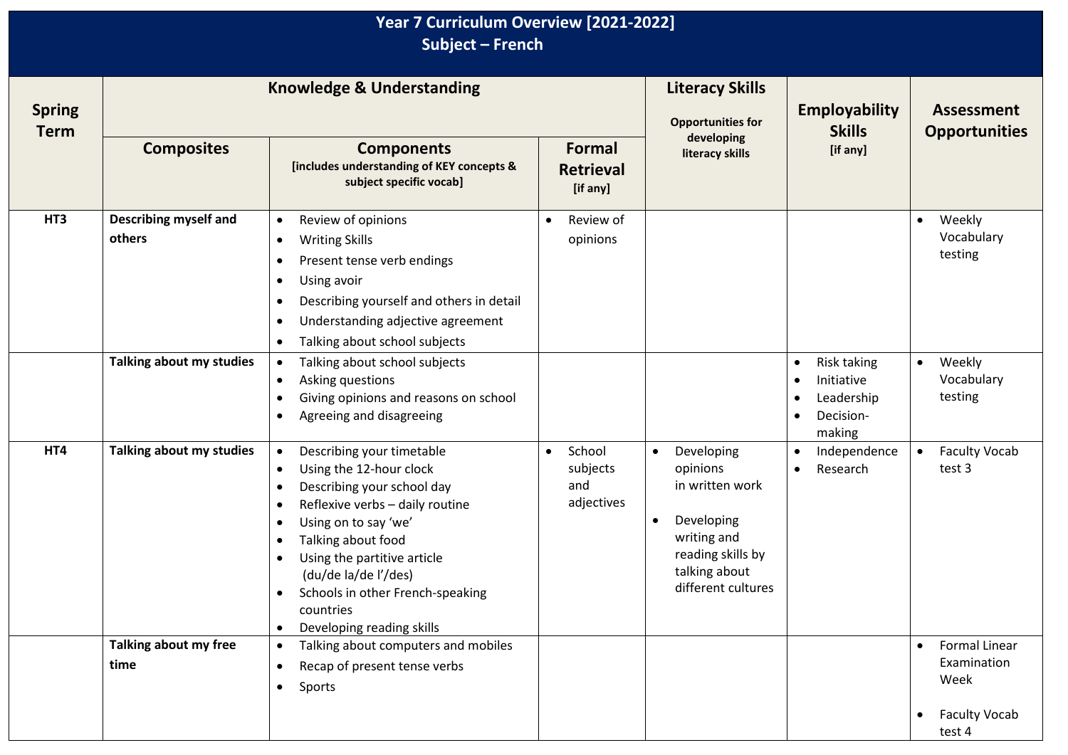# Year 7 Curriculum Overview [2021-2022]
## Subject – French

| Spring Term | Knowledge & Understanding | | | Literacy Skills<br>Opportunities for developing literacy skills | Employability Skills<br>[if any] | Assessment Opportunities |
|---|---|---|---|---|---|---|
| | **Composites** | **Components**<br>[includes understanding of KEY concepts & subject specific vocab] | **Formal Retrieval**<br>[if any] | | | |
| **HT3** | **Describing myself and others** | • Review of opinions<br>• Writing Skills<br>• Present tense verb endings<br>• Using avoir<br>• Describing yourself and others in detail<br>• Understanding adjective agreement<br>• Talking about school subjects | • Review of opinions | | | • Weekly Vocabulary testing |
| | **Talking about my studies** | • Talking about school subjects<br>• Asking questions<br>• Giving opinions and reasons on school<br>• Agreeing and disagreeing | | | • Risk taking<br>• Initiative<br>• Leadership<br>• Decision-making | • Weekly Vocabulary testing |
| **HT4** | **Talking about my studies** | • Describing your timetable<br>• Using the 12-hour clock<br>• Describing your school day<br>• Reflexive verbs – daily routine<br>• Using on to say 'we'<br>• Talking about food<br>• Using the partitive article (du/de la/de l'/des)<br>• Schools in other French-speaking countries<br>• Developing reading skills | • School subjects and adjectives | • Developing opinions in written work<br>• Developing writing and reading skills by talking about different cultures | • Independence<br>• Research | • Faculty Vocab test 3 |
| | **Talking about my free time** | • Talking about computers and mobiles<br>• Recap of present tense verbs<br>• Sports | | | | • Formal Linear Examination Week<br>• Faculty Vocab test 4 |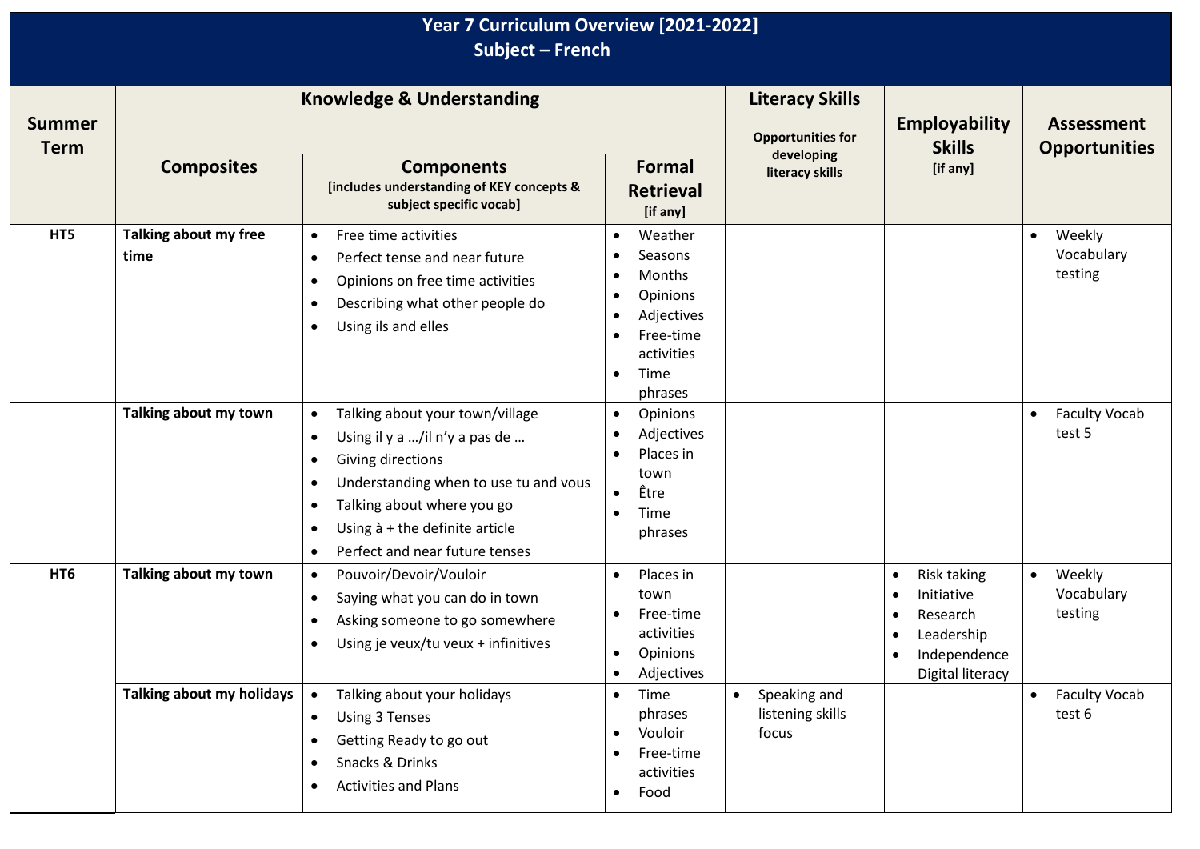# Year 7 Curriculum Overview [2021-2022]
## Subject – French

| Summer Term | Knowledge & Understanding | | | Literacy Skills<br>Opportunities for developing literacy skills | Employability Skills<br>[if any] | Assessment Opportunities |
|---|---|---|---|---|---|---|
| | **Composites** | **Components**<br>[includes understanding of KEY concepts & subject specific vocab] | **Formal Retrieval**<br>[if any] | | | |
| **HT5** | **Talking about my free time** | • Free time activities<br>• Perfect tense and near future<br>• Opinions on free time activities<br>• Describing what other people do<br>• Using ils and elles | • Weather<br>• Seasons<br>• Months<br>• Opinions<br>• Adjectives<br>• Free-time activities<br>• Time phrases | | | • Weekly Vocabulary testing |
| | **Talking about my town** | • Talking about your town/village<br>• Using il y a …/il n'y a pas de …<br>• Giving directions<br>• Understanding when to use tu and vous<br>• Talking about where you go<br>• Using à + the definite article<br>• Perfect and near future tenses | • Opinions<br>• Adjectives<br>• Places in town<br>• Être<br>• Time phrases | | | • Faculty Vocab test 5 |
| **HT6** | **Talking about my town** | • Pouvoir/Devoir/Vouloir<br>• Saying what you can do in town<br>• Asking someone to go somewhere<br>• Using je veux/tu veux + infinitives | • Places in town<br>• Free-time activities<br>• Opinions<br>• Adjectives | | • Risk taking<br>• Initiative<br>• Research<br>• Leadership<br>• Independence Digital literacy | • Weekly Vocabulary testing |
| | **Talking about my holidays** | • Talking about your holidays<br>• Using 3 Tenses<br>• Getting Ready to go out<br>• Snacks & Drinks<br>• Activities and Plans | • Time phrases<br>• Vouloir<br>• Free-time activities<br>• Food | • Speaking and listening skills focus | | • Faculty Vocab test 6 |